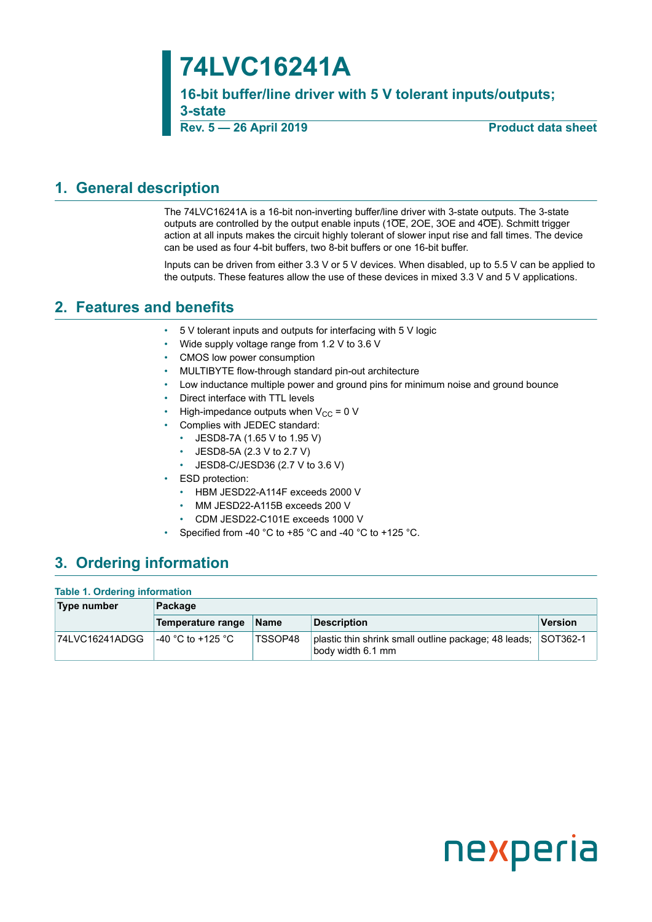# 74LVC16241A

## 16-bit buffer/line driver with 5 V tolerant inputs/outputs; 3-state

**Rev. 5 — 26 April 2019** **Product data sheet**

## 1. General description

The 74LVC16241A is a 16-bit non-inverting buffer/line driver with 3-state outputs. The 3-state outputs are controlled by the output enable inputs ($1\overline{OE}$, 2OE, 3OE and $4\overline{OE}$). Schmitt trigger action at all inputs makes the circuit highly tolerant of slower input rise and fall times. The device can be used as four 4-bit buffers, two 8-bit buffers or one 16-bit buffer.

Inputs can be driven from either 3.3 V or 5 V devices. When disabled, up to 5.5 V can be applied to the outputs. These features allow the use of these devices in mixed 3.3 V and 5 V applications.

## 2. Features and benefits

- 5 V tolerant inputs and outputs for interfacing with 5 V logic
- Wide supply voltage range from 1.2 V to 3.6 V
- CMOS low power consumption
- MULTIBYTE flow-through standard pin-out architecture
- Low inductance multiple power and ground pins for minimum noise and ground bounce
- Direct interface with TTL levels
- High-impedance outputs when $V_{CC}$ = 0 V
- Complies with JEDEC standard:
  - JESD8-7A (1.65 V to 1.95 V)
  - JESD8-5A (2.3 V to 2.7 V)
  - JESD8-C/JESD36 (2.7 V to 3.6 V)
- ESD protection:
  - HBM JESD22-A114F exceeds 2000 V
  - MM JESD22-A115B exceeds 200 V
  - CDM JESD22-C101E exceeds 1000 V
- Specified from -40 °C to +85 °C and -40 °C to +125 °C.

## 3. Ordering information

**Table 1. Ordering information**

| Type number | Package | | | |
|---|---|---|---|---|
| | Temperature range | Name | Description | Version |
| 74LVC16241ADGG | -40 °C to +125 °C | TSSOP48 | plastic thin shrink small outline package; 48 leads; body width 6.1 mm | SOT362-1 |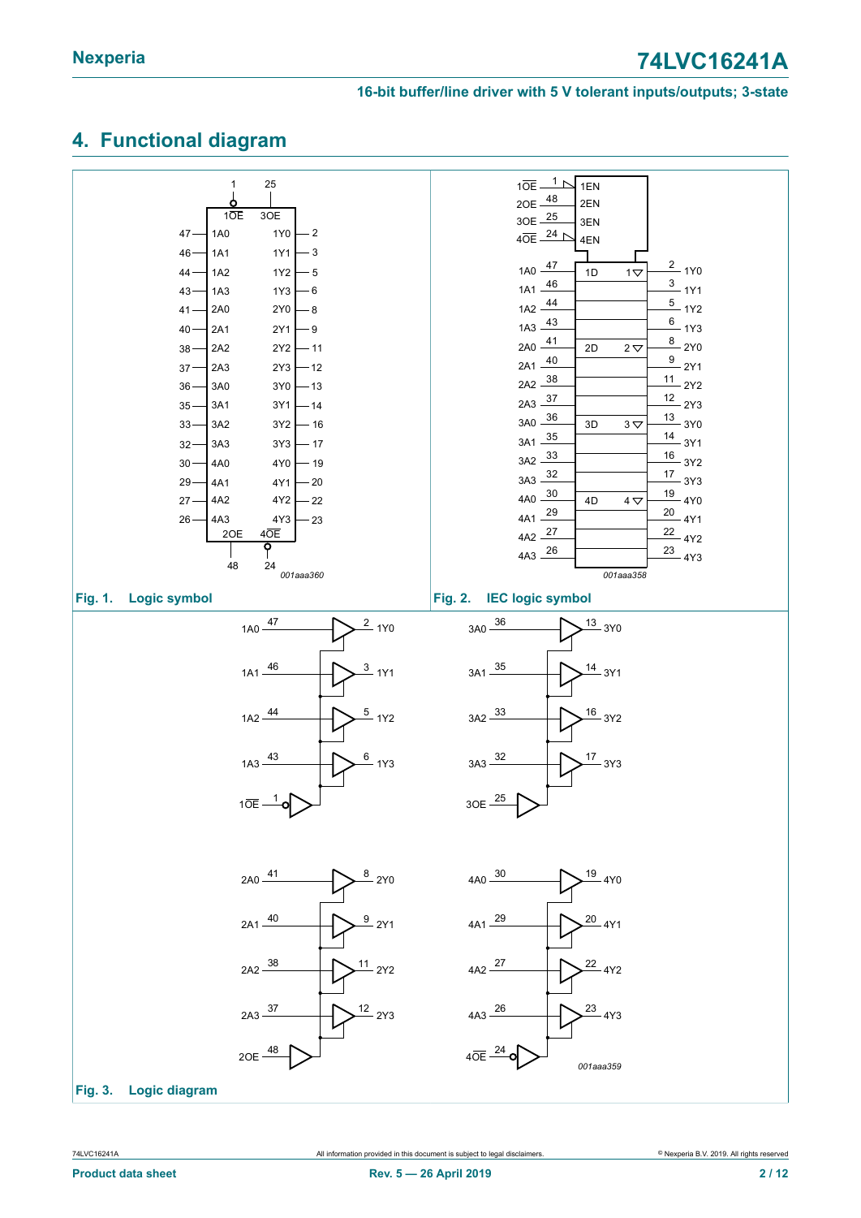## 4. Functional diagram

*001aaa360*

Fig. 1. Logic symbol

*001aaa358*

Fig. 2. IEC logic symbol

*001aaa359*

Fig. 3. Logic diagram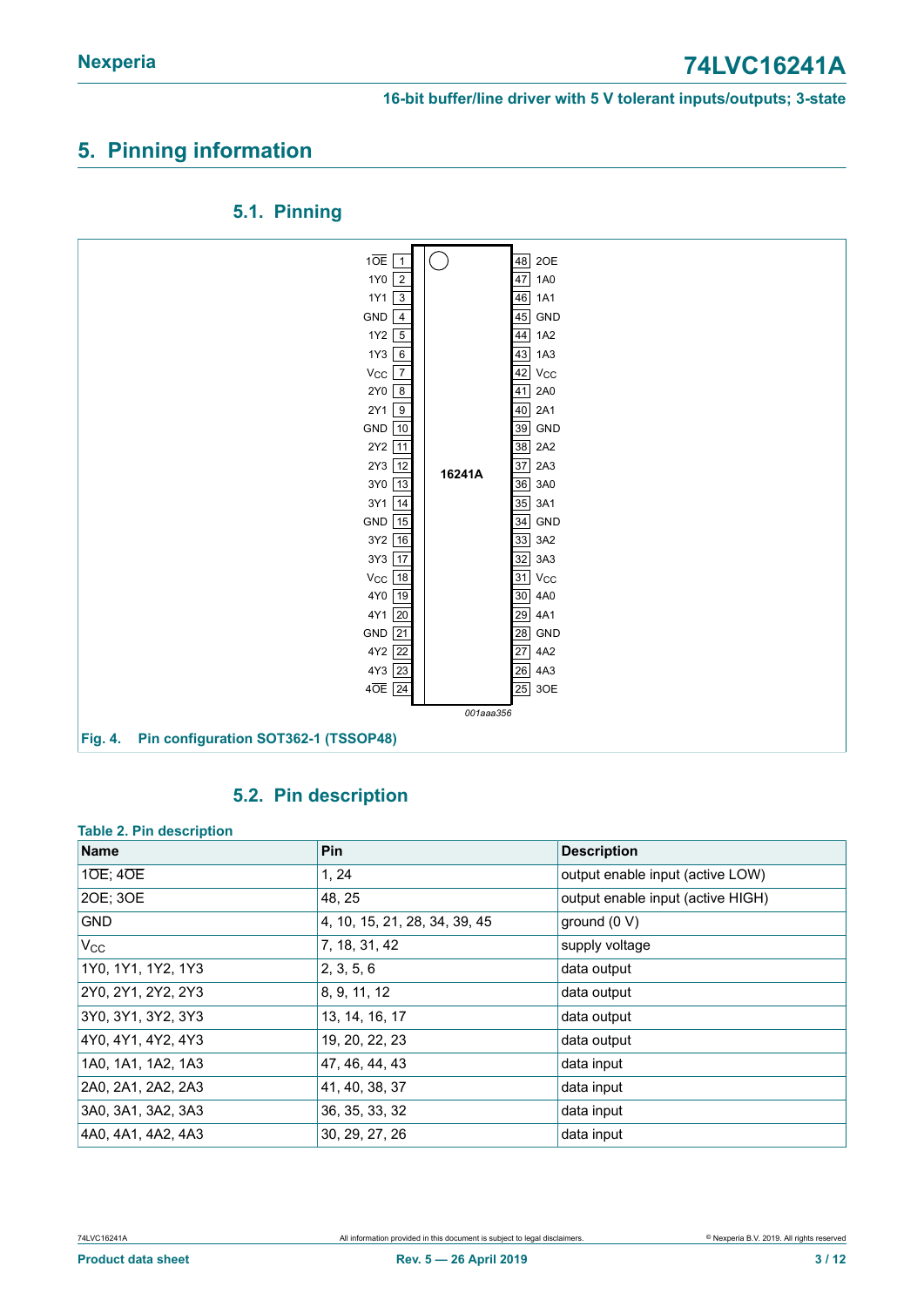## 5. Pinning information

### 5.1. Pinning

| Pin | Name | | Pin | Name |
|---|---|---|---|---|
| 1 | $1\overline{OE}$ | | 48 | 2OE |
| 2 | 1Y0 | | 47 | 1A0 |
| 3 | 1Y1 | | 46 | 1A1 |
| 4 | GND | | 45 | GND |
| 5 | 1Y2 | | 44 | 1A2 |
| 6 | 1Y3 | | 43 | 1A3 |
| 7 | $V_{CC}$ | | 42 | $V_{CC}$ |
| 8 | 2Y0 | | 41 | 2A0 |
| 9 | 2Y1 | | 40 | 2A1 |
| 10 | GND | | 39 | GND |
| 11 | 2Y2 | | 38 | 2A2 |
| 12 | 2Y3 | 16241A | 37 | 2A3 |
| 13 | 3Y0 | | 36 | 3A0 |
| 14 | 3Y1 | | 35 | 3A1 |
| 15 | GND | | 34 | GND |
| 16 | 3Y2 | | 33 | 3A2 |
| 17 | 3Y3 | | 32 | 3A3 |
| 18 | $V_{CC}$ | | 31 | $V_{CC}$ |
| 19 | 4Y0 | | 30 | 4A0 |
| 20 | 4Y1 | | 29 | 4A1 |
| 21 | GND | | 28 | GND |
| 22 | 4Y2 | | 27 | 4A2 |
| 23 | 4Y3 | | 26 | 4A3 |
| 24 | $4\overline{OE}$ | | 25 | 3OE |

001aaa356

**Fig. 4. Pin configuration SOT362-1 (TSSOP48)**

### 5.2. Pin description

**Table 2. Pin description**

| Name | Pin | Description |
|---|---|---|
| $1\overline{OE}$; $4\overline{OE}$ | 1, 24 | output enable input (active LOW) |
| 2OE; 3OE | 48, 25 | output enable input (active HIGH) |
| GND | 4, 10, 15, 21, 28, 34, 39, 45 | ground (0 V) |
| $V_{CC}$ | 7, 18, 31, 42 | supply voltage |
| 1Y0, 1Y1, 1Y2, 1Y3 | 2, 3, 5, 6 | data output |
| 2Y0, 2Y1, 2Y2, 2Y3 | 8, 9, 11, 12 | data output |
| 3Y0, 3Y1, 3Y2, 3Y3 | 13, 14, 16, 17 | data output |
| 4Y0, 4Y1, 4Y2, 4Y3 | 19, 20, 22, 23 | data output |
| 1A0, 1A1, 1A2, 1A3 | 47, 46, 44, 43 | data input |
| 2A0, 2A1, 2A2, 2A3 | 41, 40, 38, 37 | data input |
| 3A0, 3A1, 3A2, 3A3 | 36, 35, 33, 32 | data input |
| 4A0, 4A1, 4A2, 4A3 | 30, 29, 27, 26 | data input |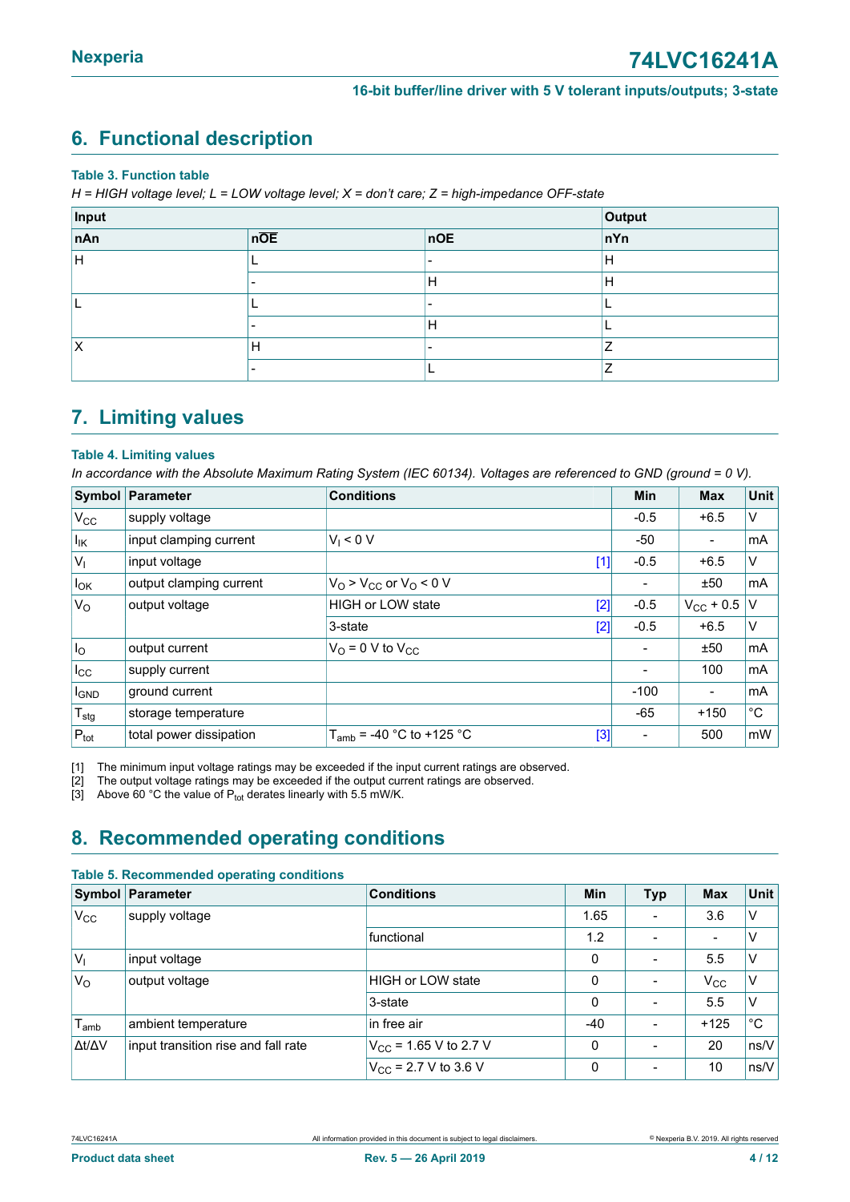## 6. Functional description

**Table 3. Function table**

*H = HIGH voltage level; L = LOW voltage level; X = don't care; Z = high-impedance OFF-state*

| Input | | | Output |
|---|---|---|---|
| nAn | $n\overline{OE}$ | nOE | nYn |
| H | L | - | H |
| | - | H | H |
| L | L | - | L |
| | - | H | L |
| X | H | - | Z |
| | - | L | Z |

## 7. Limiting values

**Table 4. Limiting values**

*In accordance with the Absolute Maximum Rating System (IEC 60134). Voltages are referenced to GND (ground = 0 V).*

| Symbol | Parameter | Conditions | | Min | Max | Unit |
|---|---|---|---|---|---|---|
| $V_{CC}$ | supply voltage | | | -0.5 | +6.5 | V |
| $I_{IK}$ | input clamping current | $V_I < 0$ V | | -50 | - | mA |
| $V_I$ | input voltage | | [1] | -0.5 | +6.5 | V |
| $I_{OK}$ | output clamping current | $V_O > V_{CC}$ or $V_O < 0$ V | | - | ±50 | mA |
| $V_O$ | output voltage | HIGH or LOW state | [2] | -0.5 | $V_{CC}$ + 0.5 | V |
| | | 3-state | [2] | -0.5 | +6.5 | V |
| $I_O$ | output current | $V_O$ = 0 V to $V_{CC}$ | | - | ±50 | mA |
| $I_{CC}$ | supply current | | | - | 100 | mA |
| $I_{GND}$ | ground current | | | -100 | - | mA |
| $T_{stg}$ | storage temperature | | | -65 | +150 | °C |
| $P_{tot}$ | total power dissipation | $T_{amb}$ = -40 °C to +125 °C | [3] | - | 500 | mW |

[1] The minimum input voltage ratings may be exceeded if the input current ratings are observed.

[2] The output voltage ratings may be exceeded if the output current ratings are observed.

[3] Above 60 °C the value of $P_{tot}$ derates linearly with 5.5 mW/K.

## 8. Recommended operating conditions

**Table 5. Recommended operating conditions**

| Symbol | Parameter | Conditions | Min | Typ | Max | Unit |
|---|---|---|---|---|---|---|
| $V_{CC}$ | supply voltage | | 1.65 | - | 3.6 | V |
| | | functional | 1.2 | - | - | V |
| $V_I$ | input voltage | | 0 | - | 5.5 | V |
| $V_O$ | output voltage | HIGH or LOW state | 0 | - | $V_{CC}$ | V |
| | | 3-state | 0 | - | 5.5 | V |
| $T_{amb}$ | ambient temperature | in free air | -40 | - | +125 | °C |
| $\Delta t/\Delta V$ | input transition rise and fall rate | $V_{CC}$ = 1.65 V to 2.7 V | 0 | - | 20 | ns/V |
| | | $V_{CC}$ = 2.7 V to 3.6 V | 0 | - | 10 | ns/V |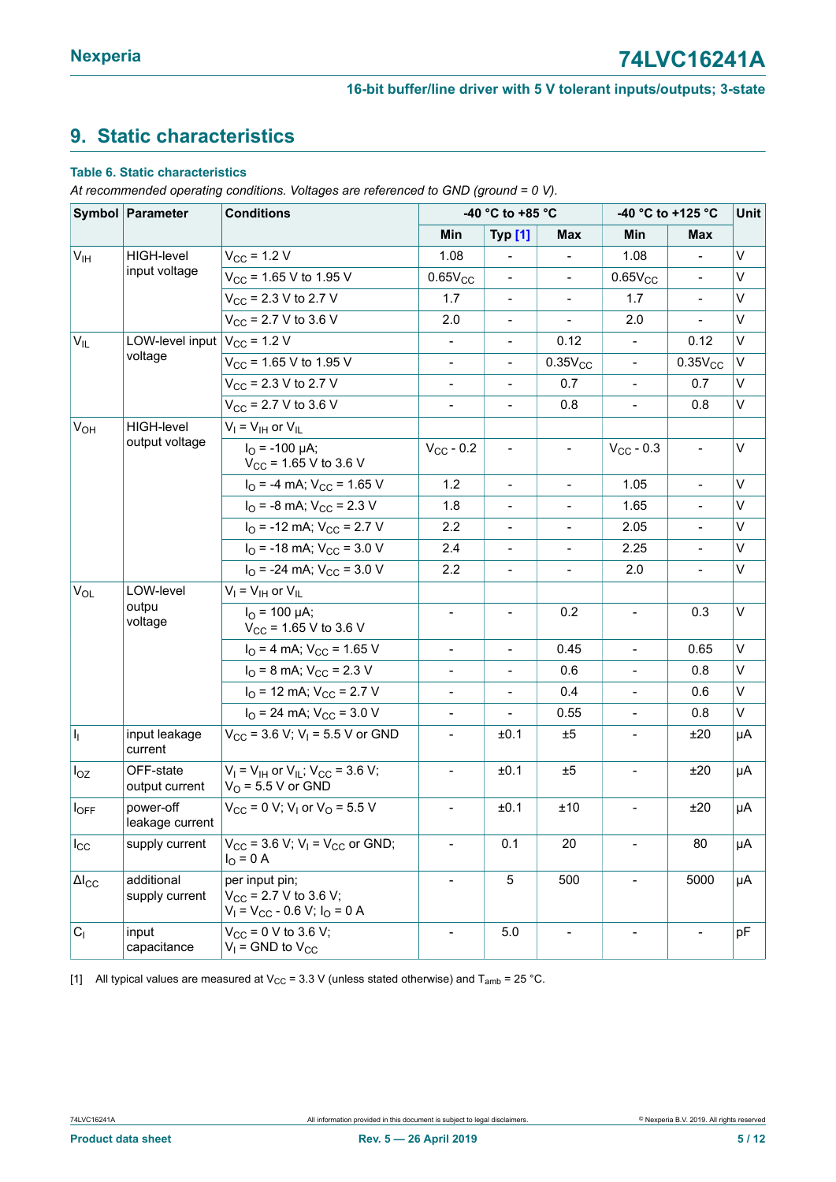## 9. Static characteristics

**Table 6. Static characteristics**

*At recommended operating conditions. Voltages are referenced to GND (ground = 0 V).*

| Symbol | Parameter | Conditions | -40 °C to +85 °C | | | -40 °C to +125 °C | | Unit |
|---|---|---|---|---|---|---|---|---|
| | | | Min | Typ [1] | Max | Min | Max | |
| $V_{IH}$ | HIGH-level input voltage | $V_{CC}$ = 1.2 V | 1.08 | - | - | 1.08 | - | V |
| | | $V_{CC}$ = 1.65 V to 1.95 V | $0.65V_{CC}$ | - | - | $0.65V_{CC}$ | - | V |
| | | $V_{CC}$ = 2.3 V to 2.7 V | 1.7 | - | - | 1.7 | - | V |
| | | $V_{CC}$ = 2.7 V to 3.6 V | 2.0 | - | - | 2.0 | - | V |
| $V_{IL}$ | LOW-level input voltage | $V_{CC}$ = 1.2 V | - | - | 0.12 | - | 0.12 | V |
| | | $V_{CC}$ = 1.65 V to 1.95 V | - | - | $0.35V_{CC}$ | - | $0.35V_{CC}$ | V |
| | | $V_{CC}$ = 2.3 V to 2.7 V | - | - | 0.7 | - | 0.7 | V |
| | | $V_{CC}$ = 2.7 V to 3.6 V | - | - | 0.8 | - | 0.8 | V |
| $V_{OH}$ | HIGH-level output voltage | $V_I = V_{IH}$ or $V_{IL}$ | | | | | | |
| | | $I_O$ = -100 μA; $V_{CC}$ = 1.65 V to 3.6 V | $V_{CC}$ - 0.2 | - | - | $V_{CC}$ - 0.3 | - | V |
| | | $I_O$ = -4 mA; $V_{CC}$ = 1.65 V | 1.2 | - | - | 1.05 | - | V |
| | | $I_O$ = -8 mA; $V_{CC}$ = 2.3 V | 1.8 | - | - | 1.65 | - | V |
| | | $I_O$ = -12 mA; $V_{CC}$ = 2.7 V | 2.2 | - | - | 2.05 | - | V |
| | | $I_O$ = -18 mA; $V_{CC}$ = 3.0 V | 2.4 | - | - | 2.25 | - | V |
| | | $I_O$ = -24 mA; $V_{CC}$ = 3.0 V | 2.2 | - | - | 2.0 | - | V |
| $V_{OL}$ | LOW-level outpu voltage | $V_I = V_{IH}$ or $V_{IL}$ | | | | | | |
| | | $I_O$ = 100 μA; $V_{CC}$ = 1.65 V to 3.6 V | - | - | 0.2 | - | 0.3 | V |
| | | $I_O$ = 4 mA; $V_{CC}$ = 1.65 V | - | - | 0.45 | - | 0.65 | V |
| | | $I_O$ = 8 mA; $V_{CC}$ = 2.3 V | - | - | 0.6 | - | 0.8 | V |
| | | $I_O$ = 12 mA; $V_{CC}$ = 2.7 V | - | - | 0.4 | - | 0.6 | V |
| | | $I_O$ = 24 mA; $V_{CC}$ = 3.0 V | - | - | 0.55 | - | 0.8 | V |
| $I_I$ | input leakage current | $V_{CC}$ = 3.6 V; $V_I$ = 5.5 V or GND | - | ±0.1 | ±5 | - | ±20 | μA |
| $I_{OZ}$ | OFF-state output current | $V_I = V_{IH}$ or $V_{IL}$; $V_{CC}$ = 3.6 V; $V_O$ = 5.5 V or GND | - | ±0.1 | ±5 | - | ±20 | μA |
| $I_{OFF}$ | power-off leakage current | $V_{CC}$ = 0 V; $V_I$ or $V_O$ = 5.5 V | - | ±0.1 | ±10 | - | ±20 | μA |
| $I_{CC}$ | supply current | $V_{CC}$ = 3.6 V; $V_I = V_{CC}$ or GND; $I_O$ = 0 A | - | 0.1 | 20 | - | 80 | μA |
| $\Delta I_{CC}$ | additional supply current | per input pin; $V_{CC}$ = 2.7 V to 3.6 V; $V_I = V_{CC}$ - 0.6 V; $I_O$ = 0 A | - | 5 | 500 | - | 5000 | μA |
| $C_I$ | input capacitance | $V_{CC}$ = 0 V to 3.6 V; $V_I$ = GND to $V_{CC}$ | - | 5.0 | - | - | - | pF |

[1] All typical values are measured at $V_{CC}$ = 3.3 V (unless stated otherwise) and $T_{amb}$ = 25 °C.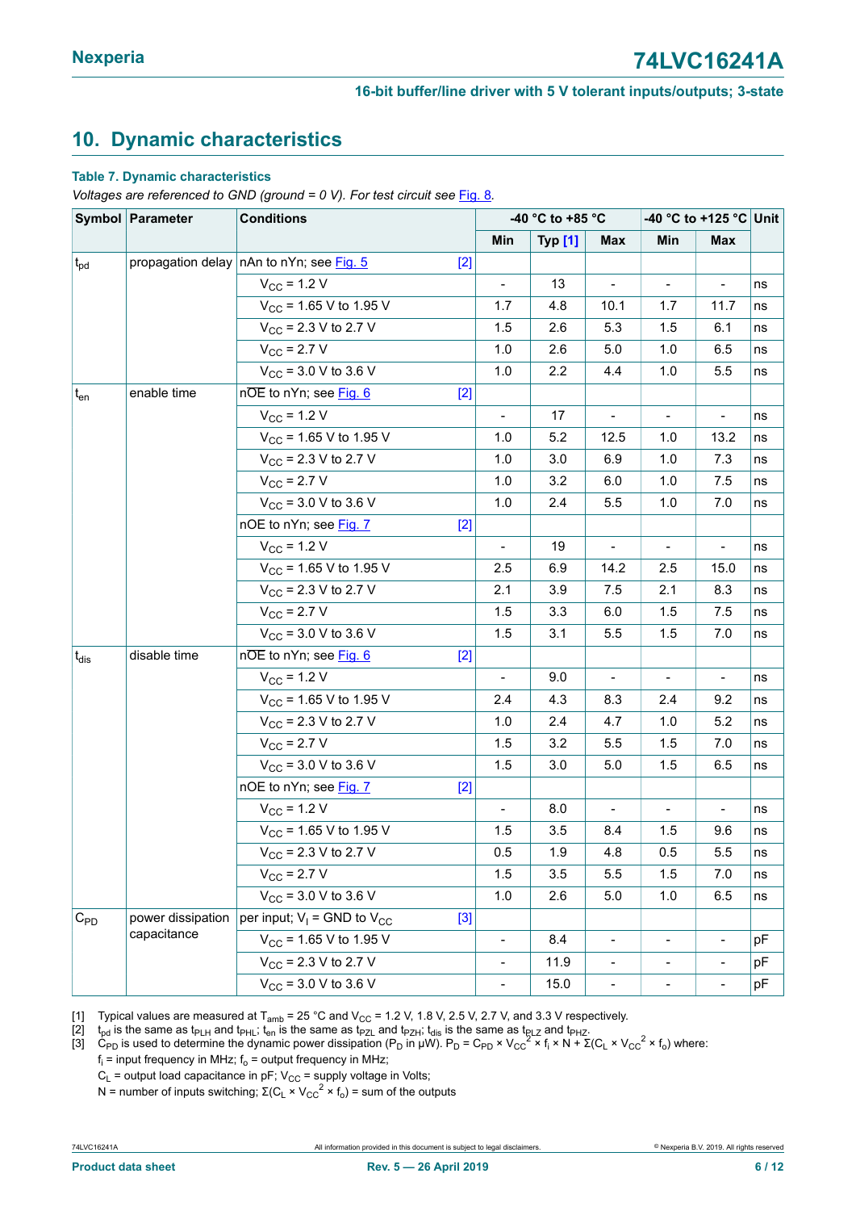## 10. Dynamic characteristics

**Table 7. Dynamic characteristics**

*Voltages are referenced to GND (ground = 0 V). For test circuit see Fig. 8.*

| Symbol | Parameter | Conditions | -40 °C to +85 °C | | | -40 °C to +125 °C | | Unit |
|---|---|---|---|---|---|---|---|---|
| | | | Min | Typ [1] | Max | Min | Max | |
| $t_{pd}$ | propagation delay | nAn to nYn; see Fig. 5 [2] | | | | | | |
| | | $V_{CC}$ = 1.2 V | - | 13 | - | - | - | ns |
| | | $V_{CC}$ = 1.65 V to 1.95 V | 1.7 | 4.8 | 10.1 | 1.7 | 11.7 | ns |
| | | $V_{CC}$ = 2.3 V to 2.7 V | 1.5 | 2.6 | 5.3 | 1.5 | 6.1 | ns |
| | | $V_{CC}$ = 2.7 V | 1.0 | 2.6 | 5.0 | 1.0 | 6.5 | ns |
| | | $V_{CC}$ = 3.0 V to 3.6 V | 1.0 | 2.2 | 4.4 | 1.0 | 5.5 | ns |
| $t_{en}$ | enable time | $n\overline{OE}$ to nYn; see Fig. 6 [2] | | | | | | |
| | | $V_{CC}$ = 1.2 V | - | 17 | - | - | - | ns |
| | | $V_{CC}$ = 1.65 V to 1.95 V | 1.0 | 5.2 | 12.5 | 1.0 | 13.2 | ns |
| | | $V_{CC}$ = 2.3 V to 2.7 V | 1.0 | 3.0 | 6.9 | 1.0 | 7.3 | ns |
| | | $V_{CC}$ = 2.7 V | 1.0 | 3.2 | 6.0 | 1.0 | 7.5 | ns |
| | | $V_{CC}$ = 3.0 V to 3.6 V | 1.0 | 2.4 | 5.5 | 1.0 | 7.0 | ns |
| | | nOE to nYn; see Fig. 7 [2] | | | | | | |
| | | $V_{CC}$ = 1.2 V | - | 19 | - | - | - | ns |
| | | $V_{CC}$ = 1.65 V to 1.95 V | 2.5 | 6.9 | 14.2 | 2.5 | 15.0 | ns |
| | | $V_{CC}$ = 2.3 V to 2.7 V | 2.1 | 3.9 | 7.5 | 2.1 | 8.3 | ns |
| | | $V_{CC}$ = 2.7 V | 1.5 | 3.3 | 6.0 | 1.5 | 7.5 | ns |
| | | $V_{CC}$ = 3.0 V to 3.6 V | 1.5 | 3.1 | 5.5 | 1.5 | 7.0 | ns |
| $t_{dis}$ | disable time | $n\overline{OE}$ to nYn; see Fig. 6 [2] | | | | | | |
| | | $V_{CC}$ = 1.2 V | - | 9.0 | - | - | - | ns |
| | | $V_{CC}$ = 1.65 V to 1.95 V | 2.4 | 4.3 | 8.3 | 2.4 | 9.2 | ns |
| | | $V_{CC}$ = 2.3 V to 2.7 V | 1.0 | 2.4 | 4.7 | 1.0 | 5.2 | ns |
| | | $V_{CC}$ = 2.7 V | 1.5 | 3.2 | 5.5 | 1.5 | 7.0 | ns |
| | | $V_{CC}$ = 3.0 V to 3.6 V | 1.5 | 3.0 | 5.0 | 1.5 | 6.5 | ns |
| | | nOE to nYn; see Fig. 7 [2] | | | | | | |
| | | $V_{CC}$ = 1.2 V | - | 8.0 | - | - | - | ns |
| | | $V_{CC}$ = 1.65 V to 1.95 V | 1.5 | 3.5 | 8.4 | 1.5 | 9.6 | ns |
| | | $V_{CC}$ = 2.3 V to 2.7 V | 0.5 | 1.9 | 4.8 | 0.5 | 5.5 | ns |
| | | $V_{CC}$ = 2.7 V | 1.5 | 3.5 | 5.5 | 1.5 | 7.0 | ns |
| | | $V_{CC}$ = 3.0 V to 3.6 V | 1.0 | 2.6 | 5.0 | 1.0 | 6.5 | ns |
| $C_{PD}$ | power dissipation capacitance | per input; $V_I$ = GND to $V_{CC}$ [3] | | | | | | |
| | | $V_{CC}$ = 1.65 V to 1.95 V | - | 8.4 | - | - | - | pF |
| | | $V_{CC}$ = 2.3 V to 2.7 V | - | 11.9 | - | - | - | pF |
| | | $V_{CC}$ = 3.0 V to 3.6 V | - | 15.0 | - | - | - | pF |

[1] Typical values are measured at $T_{amb}$ = 25 °C and $V_{CC}$ = 1.2 V, 1.8 V, 2.5 V, 2.7 V, and 3.3 V respectively.

[2] $t_{pd}$ is the same as $t_{PLH}$ and $t_{PHL}$; $t_{en}$ is the same as $t_{PZL}$ and $t_{PZH}$; $t_{dis}$ is the same as $t_{PLZ}$ and $t_{PHZ}$.

[3] $C_{PD}$ is used to determine the dynamic power dissipation ($P_D$ in μW). $P_D = C_{PD} \times V_{CC}^2 \times f_i \times N + \Sigma(C_L \times V_{CC}^2 \times f_o)$ where:

$f_i$ = input frequency in MHz; $f_o$ = output frequency in MHz;

$C_L$ = output load capacitance in pF; $V_{CC}$ = supply voltage in Volts;

N = number of inputs switching; $\Sigma(C_L \times V_{CC}^2 \times f_o)$ = sum of the outputs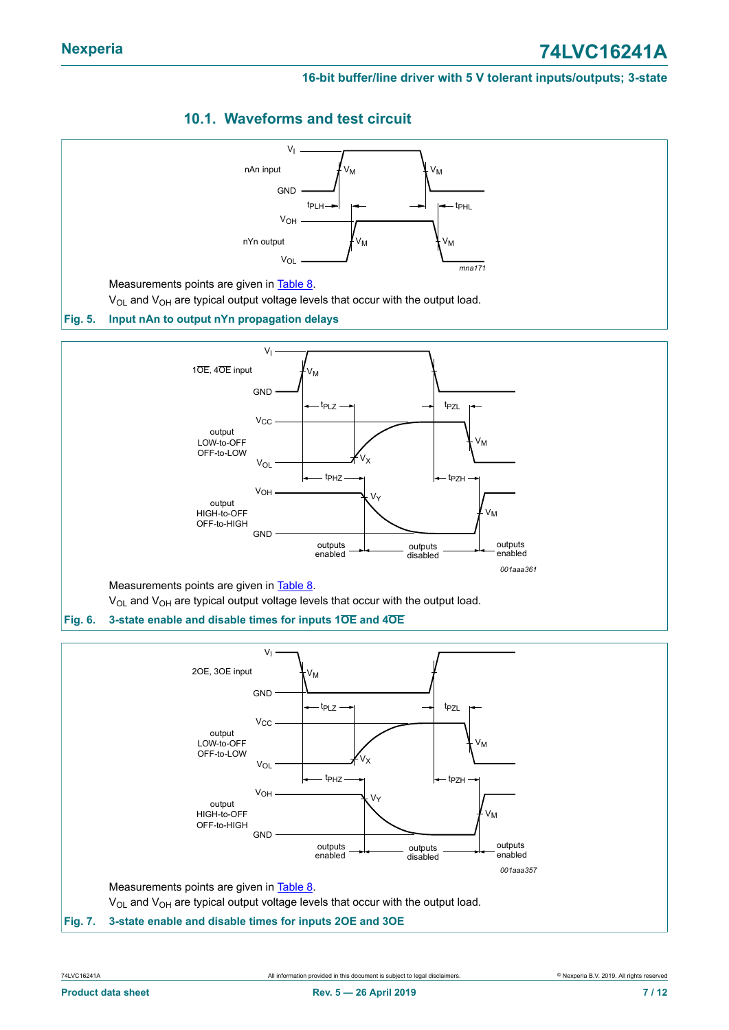### 10.1. Waveforms and test circuit

Measurements points are given in Table 8.

$V_{OL}$ and $V_{OH}$ are typical output voltage levels that occur with the output load.

**Fig. 5. Input nAn to output nYn propagation delays**

Measurements points are given in Table 8.

$V_{OL}$ and $V_{OH}$ are typical output voltage levels that occur with the output load.

**Fig. 6. 3-state enable and disable times for inputs $1\overline{OE}$ and $4\overline{OE}$**

Measurements points are given in Table 8.

$V_{OL}$ and $V_{OH}$ are typical output voltage levels that occur with the output load.

**Fig. 7. 3-state enable and disable times for inputs 2OE and 3OE**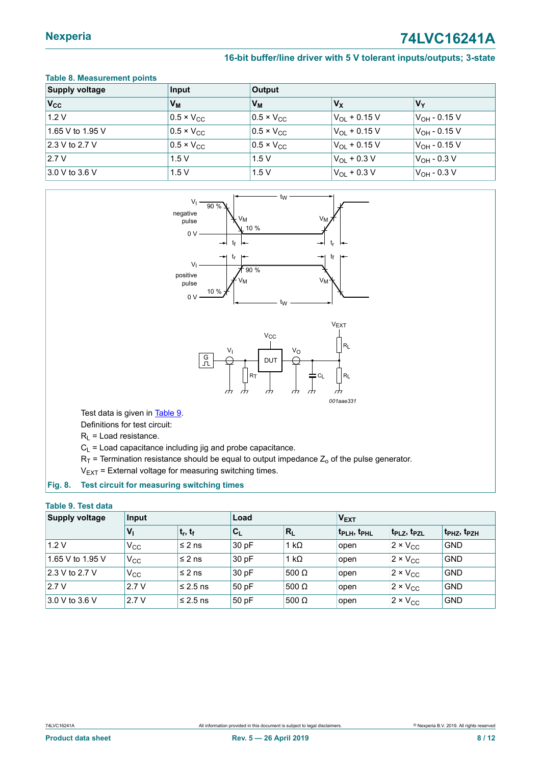**Table 8. Measurement points**

| Supply voltage | Input | Output | | |
|---|---|---|---|---|
| $V_{CC}$ | $V_M$ | $V_M$ | $V_X$ | $V_Y$ |
| 1.2 V | 0.5 × $V_{CC}$ | 0.5 × $V_{CC}$ | $V_{OL}$ + 0.15 V | $V_{OH}$ - 0.15 V |
| 1.65 V to 1.95 V | 0.5 × $V_{CC}$ | 0.5 × $V_{CC}$ | $V_{OL}$ + 0.15 V | $V_{OH}$ - 0.15 V |
| 2.3 V to 2.7 V | 0.5 × $V_{CC}$ | 0.5 × $V_{CC}$ | $V_{OL}$ + 0.15 V | $V_{OH}$ - 0.15 V |
| 2.7 V | 1.5 V | 1.5 V | $V_{OL}$ + 0.3 V | $V_{OH}$ - 0.3 V |
| 3.0 V to 3.6 V | 1.5 V | 1.5 V | $V_{OL}$ + 0.3 V | $V_{OH}$ - 0.3 V |

Test data is given in Table 9.

Definitions for test circuit:

$R_L$ = Load resistance.

$C_L$ = Load capacitance including jig and probe capacitance.

$R_T$ = Termination resistance should be equal to output impedance $Z_o$ of the pulse generator.

$V_{EXT}$ = External voltage for measuring switching times.

**Fig. 8. Test circuit for measuring switching times**

**Table 9. Test data**

| Supply voltage | Input | | Load | | $V_{EXT}$ | | |
|---|---|---|---|---|---|---|---|
| | $V_I$ | $t_r$, $t_f$ | $C_L$ | $R_L$ | $t_{PLH}$, $t_{PHL}$ | $t_{PLZ}$, $t_{PZL}$ | $t_{PHZ}$, $t_{PZH}$ |
| 1.2 V | $V_{CC}$ | ≤ 2 ns | 30 pF | 1 kΩ | open | 2 × $V_{CC}$ | GND |
| 1.65 V to 1.95 V | $V_{CC}$ | ≤ 2 ns | 30 pF | 1 kΩ | open | 2 × $V_{CC}$ | GND |
| 2.3 V to 2.7 V | $V_{CC}$ | ≤ 2 ns | 30 pF | 500 Ω | open | 2 × $V_{CC}$ | GND |
| 2.7 V | 2.7 V | ≤ 2.5 ns | 50 pF | 500 Ω | open | 2 × $V_{CC}$ | GND |
| 3.0 V to 3.6 V | 2.7 V | ≤ 2.5 ns | 50 pF | 500 Ω | open | 2 × $V_{CC}$ | GND |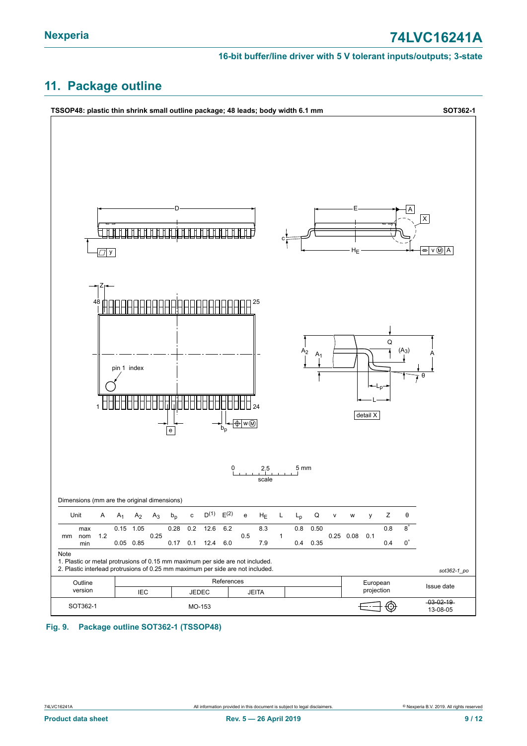## 11. Package outline

**TSSOP48: plastic thin shrink small outline package; 48 leads; body width 6.1 mm** **SOT362-1**

Dimensions (mm are the original dimensions)

| Unit | | A | $A_1$ | $A_2$ | $A_3$ | $b_p$ | c | $D^{(1)}$ | $E^{(2)}$ | e | $H_E$ | L | $L_p$ | Q | v | w | y | Z | θ |
|---|---|---|---|---|---|---|---|---|---|---|---|---|---|---|---|---|---|---|---|
| mm | max | | 0.15 | 1.05 | | 0.28 | 0.2 | 12.6 | 6.2 | | 8.3 | | 0.8 | 0.50 | | | | 0.8 | 8° |
| | nom | 1.2 | | | 0.25 | | | | | 0.5 | | 1 | | | 0.25 | 0.08 | 0.1 | | |
| | min | | 0.05 | 0.85 | | 0.17 | 0.1 | 12.4 | 6.0 | | 7.9 | | 0.4 | 0.35 | | | | 0.4 | 0° |

Note

1. Plastic or metal protrusions of 0.15 mm maximum per side are not included.
2. Plastic interlead protrusions of 0.25 mm maximum per side are not included.

*sot362-1_po*

| Outline version | References IEC | References JEDEC | References JEITA | | European projection | Issue date |
|---|---|---|---|---|---|---|
| SOT362-1 | | MO-153 | | | | ~~03-02-19~~ 13-08-05 |

**Fig. 9. Package outline SOT362-1 (TSSOP48)**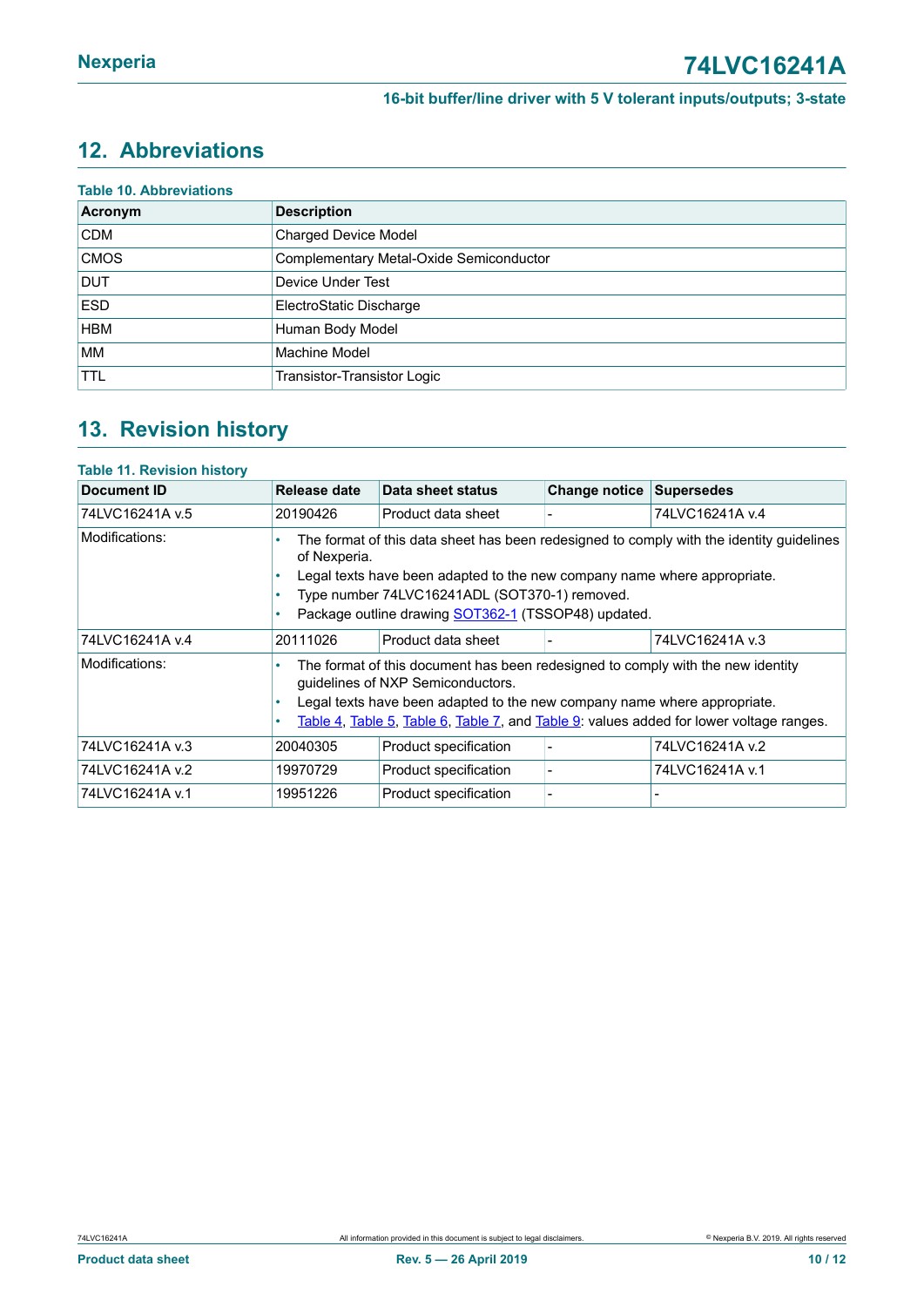## 12. Abbreviations

**Table 10. Abbreviations**

| Acronym | Description |
|---|---|
| CDM | Charged Device Model |
| CMOS | Complementary Metal-Oxide Semiconductor |
| DUT | Device Under Test |
| ESD | ElectroStatic Discharge |
| HBM | Human Body Model |
| MM | Machine Model |
| TTL | Transistor-Transistor Logic |

## 13. Revision history

**Table 11. Revision history**

| Document ID | Release date | Data sheet status | Change notice | Supersedes |
|---|---|---|---|---|
| 74LVC16241A v.5 | 20190426 | Product data sheet | - | 74LVC16241A v.4 |
| Modifications: | • The format of this data sheet has been redesigned to comply with the identity guidelines of Nexperia. • Legal texts have been adapted to the new company name where appropriate. • Type number 74LVC16241ADL (SOT370-1) removed. • Package outline drawing SOT362-1 (TSSOP48) updated. | | | |
| 74LVC16241A v.4 | 20111026 | Product data sheet | - | 74LVC16241A v.3 |
| Modifications: | • The format of this document has been redesigned to comply with the new identity guidelines of NXP Semiconductors. • Legal texts have been adapted to the new company name where appropriate. • Table 4, Table 5, Table 6, Table 7, and Table 9: values added for lower voltage ranges. | | | |
| 74LVC16241A v.3 | 20040305 | Product specification | - | 74LVC16241A v.2 |
| 74LVC16241A v.2 | 19970729 | Product specification | - | 74LVC16241A v.1 |
| 74LVC16241A v.1 | 19951226 | Product specification | - | - |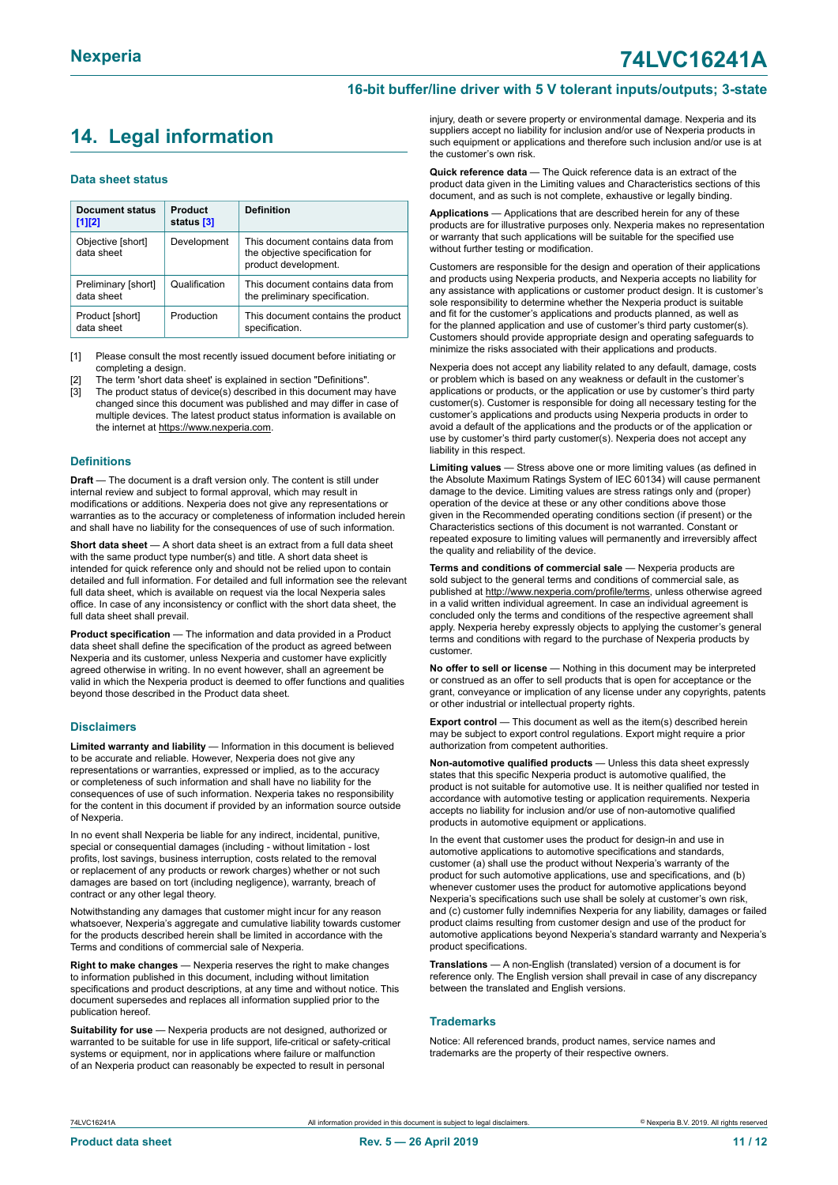## 14. Legal information

### Data sheet status

| Document status [1][2] | Product status [3] | Definition |
|---|---|---|
| Objective [short] data sheet | Development | This document contains data from the objective specification for product development. |
| Preliminary [short] data sheet | Qualification | This document contains data from the preliminary specification. |
| Product [short] data sheet | Production | This document contains the product specification. |

[1] Please consult the most recently issued document before initiating or completing a design.

[2] The term 'short data sheet' is explained in section "Definitions".

[3] The product status of device(s) described in this document may have changed since this document was published and may differ in case of multiple devices. The latest product status information is available on the internet at https://www.nexperia.com.

### Definitions

**Draft** — The document is a draft version only. The content is still under internal review and subject to formal approval, which may result in modifications or additions. Nexperia does not give any representations or warranties as to the accuracy or completeness of information included herein and shall have no liability for the consequences of use of such information.

**Short data sheet** — A short data sheet is an extract from a full data sheet with the same product type number(s) and title. A short data sheet is intended for quick reference only and should not be relied upon to contain detailed and full information. For detailed and full information see the relevant full data sheet, which is available on request via the local Nexperia sales office. In case of any inconsistency or conflict with the short data sheet, the full data sheet shall prevail.

**Product specification** — The information and data provided in a Product data sheet shall define the specification of the product as agreed between Nexperia and its customer, unless Nexperia and customer have explicitly agreed otherwise in writing. In no event however, shall an agreement be valid in which the Nexperia product is deemed to offer functions and qualities beyond those described in the Product data sheet.

### Disclaimers

**Limited warranty and liability** — Information in this document is believed to be accurate and reliable. However, Nexperia does not give any representations or warranties, expressed or implied, as to the accuracy or completeness of such information and shall have no liability for the consequences of use of such information. Nexperia takes no responsibility for the content in this document if provided by an information source outside of Nexperia.

In no event shall Nexperia be liable for any indirect, incidental, punitive, special or consequential damages (including - without limitation - lost profits, lost savings, business interruption, costs related to the removal or replacement of any products or rework charges) whether or not such damages are based on tort (including negligence), warranty, breach of contract or any other legal theory.

Notwithstanding any damages that customer might incur for any reason whatsoever, Nexperia's aggregate and cumulative liability towards customer for the products described herein shall be limited in accordance with the Terms and conditions of commercial sale of Nexperia.

**Right to make changes** — Nexperia reserves the right to make changes to information published in this document, including without limitation specifications and product descriptions, at any time and without notice. This document supersedes and replaces all information supplied prior to the publication hereof.

**Suitability for use** — Nexperia products are not designed, authorized or warranted to be suitable for use in life support, life-critical or safety-critical systems or equipment, nor in applications where failure or malfunction of an Nexperia product can reasonably be expected to result in personal injury, death or severe property or environmental damage. Nexperia and its suppliers accept no liability for inclusion and/or use of Nexperia products in such equipment or applications and therefore such inclusion and/or use is at the customer's own risk.

**Quick reference data** — The Quick reference data is an extract of the product data given in the Limiting values and Characteristics sections of this document, and as such is not complete, exhaustive or legally binding.

**Applications** — Applications that are described herein for any of these products are for illustrative purposes only. Nexperia makes no representation or warranty that such applications will be suitable for the specified use without further testing or modification.

Customers are responsible for the design and operation of their applications and products using Nexperia products, and Nexperia accepts no liability for any assistance with applications or customer product design. It is customer's sole responsibility to determine whether the Nexperia product is suitable and fit for the customer's applications and products planned, as well as for the planned application and use of customer's third party customer(s). Customers should provide appropriate design and operating safeguards to minimize the risks associated with their applications and products.

Nexperia does not accept any liability related to any default, damage, costs or problem which is based on any weakness or default in the customer's applications or products, or the application or use by customer's third party customer(s). Customer is responsible for doing all necessary testing for the customer's applications and products using Nexperia products in order to avoid a default of the applications and the products or of the application or use by customer's third party customer(s). Nexperia does not accept any liability in this respect.

**Limiting values** — Stress above one or more limiting values (as defined in the Absolute Maximum Ratings System of IEC 60134) will cause permanent damage to the device. Limiting values are stress ratings only and (proper) operation of the device at these or any other conditions above those given in the Recommended operating conditions section (if present) or the Characteristics sections of this document is not warranted. Constant or repeated exposure to limiting values will permanently and irreversibly affect the quality and reliability of the device.

**Terms and conditions of commercial sale** — Nexperia products are sold subject to the general terms and conditions of commercial sale, as published at http://www.nexperia.com/profile/terms, unless otherwise agreed in a valid written individual agreement. In case an individual agreement is concluded only the terms and conditions of the respective agreement shall apply. Nexperia hereby expressly objects to applying the customer's general terms and conditions with regard to the purchase of Nexperia products by customer.

**No offer to sell or license** — Nothing in this document may be interpreted or construed as an offer to sell products that is open for acceptance or the grant, conveyance or implication of any license under any copyrights, patents or other industrial or intellectual property rights.

**Export control** — This document as well as the item(s) described herein may be subject to export control regulations. Export might require a prior authorization from competent authorities.

**Non-automotive qualified products** — Unless this data sheet expressly states that this specific Nexperia product is automotive qualified, the product is not suitable for automotive use. It is neither qualified nor tested in accordance with automotive testing or application requirements. Nexperia accepts no liability for inclusion and/or use of non-automotive qualified products in automotive equipment or applications.

In the event that customer uses the product for design-in and use in automotive applications to automotive specifications and standards, customer (a) shall use the product without Nexperia's warranty of the product for such automotive applications, use and specifications, and (b) whenever customer uses the product for automotive applications beyond Nexperia's specifications such use shall be solely at customer's own risk, and (c) customer fully indemnifies Nexperia for any liability, damages or failed product claims resulting from customer design and use of the product for automotive applications beyond Nexperia's standard warranty and Nexperia's product specifications.

**Translations** — A non-English (translated) version of a document is for reference only. The English version shall prevail in case of any discrepancy between the translated and English versions.

### Trademarks

Notice: All referenced brands, product names, service names and trademarks are the property of their respective owners.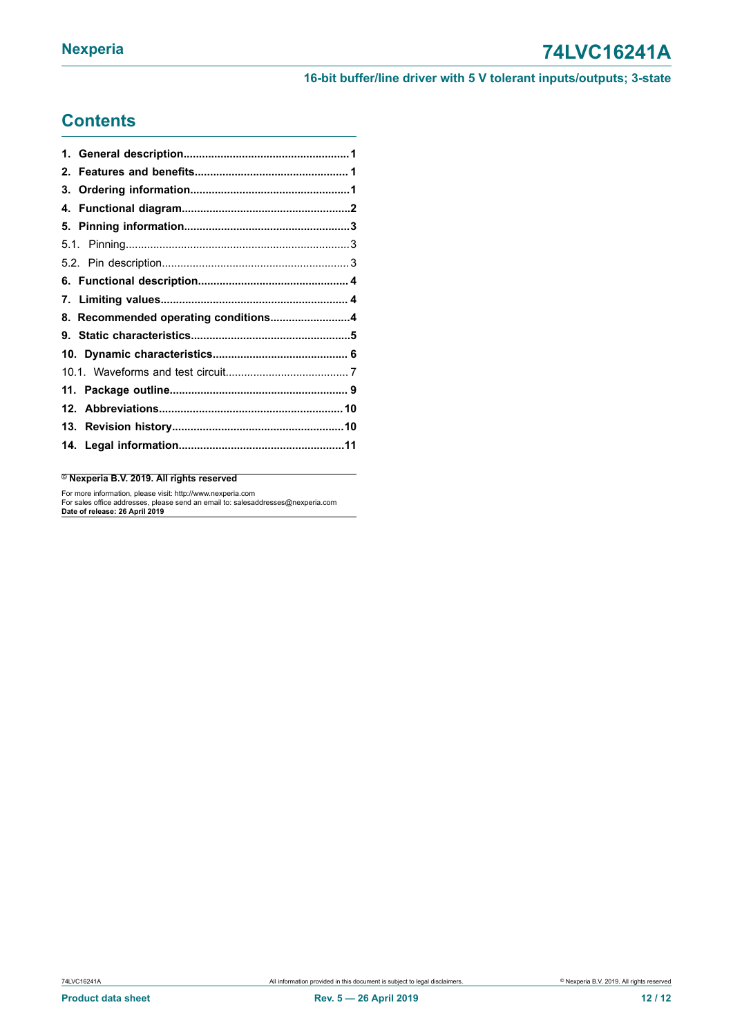## Contents

**1. General description** 1
**2. Features and benefits** 1
**3. Ordering information** 1
**4. Functional diagram** 2
**5. Pinning information** 3
5.1. Pinning 3
5.2. Pin description 3
**6. Functional description** 4
**7. Limiting values** 4
**8. Recommended operating conditions** 4
**9. Static characteristics** 5
**10. Dynamic characteristics** 6
10.1. Waveforms and test circuit 7
**11. Package outline** 9
**12. Abbreviations** 10
**13. Revision history** 10
**14. Legal information** 11

**© Nexperia B.V. 2019. All rights reserved**

For more information, please visit: http://www.nexperia.com
For sales office addresses, please send an email to: salesaddresses@nexperia.com
**Date of release: 26 April 2019**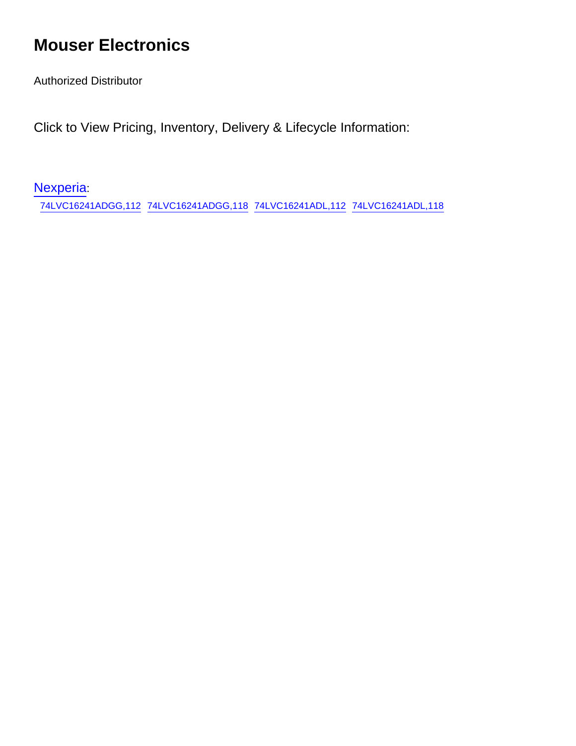# Mouser Electronics

Authorized Distributor

Click to View Pricing, Inventory, Delivery & Lifecycle Information:

Nexperia:

74LVC16241ADGG,112 74LVC16241ADGG,118 74LVC16241ADL,112 74LVC16241ADL,118